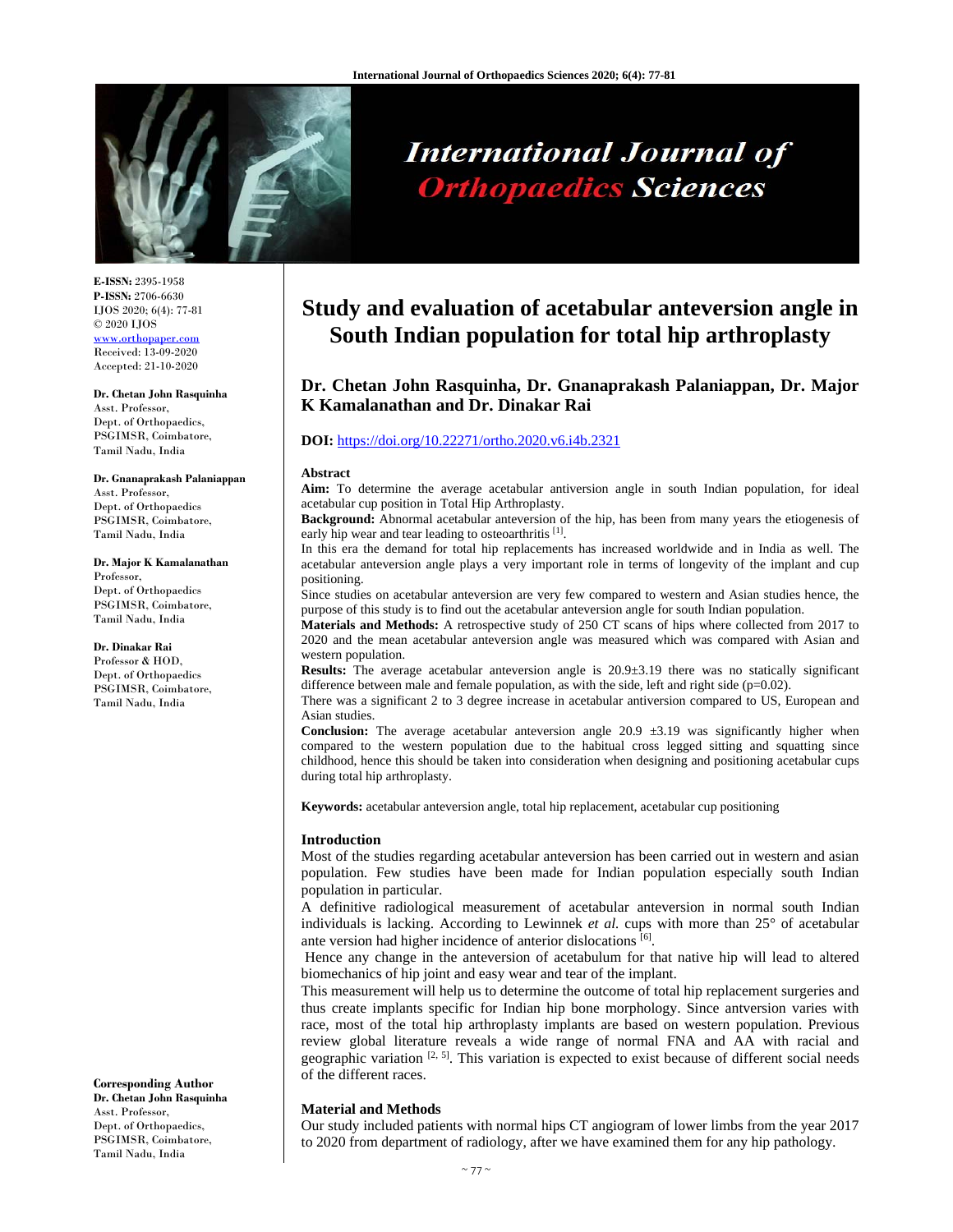**E-ISSN:** 2395-1958
**P-ISSN:** 2706-6630
IJOS 2020; 6(4): 77-81
© 2020 IJOS
www.orthopaper.com
Received: 13-09-2020
Accepted: 21-10-2020

**Dr. Chetan John Rasquinha**
Asst. Professor,
Dept. of Orthopaedics,
PSGIMSR, Coimbatore,
Tamil Nadu, India

**Dr. Gnanaprakash Palaniappan**
Asst. Professor,
Dept. of Orthopaedics
PSGIMSR, Coimbatore,
Tamil Nadu, India

**Dr. Major K Kamalanathan**
Professor,
Dept. of Orthopaedics
PSGIMSR, Coimbatore,
Tamil Nadu, India

**Dr. Dinakar Rai**
Professor & HOD,
Dept. of Orthopaedics
PSGIMSR, Coimbatore,
Tamil Nadu, India

**Corresponding Author**
**Dr. Chetan John Rasquinha**
Asst. Professor,
Dept. of Orthopaedics,
PSGIMSR, Coimbatore,
Tamil Nadu, India

# Study and evaluation of acetabular anteversion angle in South Indian population for total hip arthroplasty

**Dr. Chetan John Rasquinha, Dr. Gnanaprakash Palaniappan, Dr. Major K Kamalanathan and Dr. Dinakar Rai**

**DOI:** https://doi.org/10.22271/ortho.2020.v6.i4b.2321

## Abstract

**Aim:** To determine the average acetabular antiversion angle in south Indian population, for ideal acetabular cup position in Total Hip Arthroplasty.

**Background:** Abnormal acetabular anteversion of the hip, has been from many years the etiogenesis of early hip wear and tear leading to osteoarthritis [1].

In this era the demand for total hip replacements has increased worldwide and in India as well. The acetabular anteversion angle plays a very important role in terms of longevity of the implant and cup positioning.

Since studies on acetabular anteversion are very few compared to western and Asian studies hence, the purpose of this study is to find out the acetabular anteversion angle for south Indian population.

**Materials and Methods:** A retrospective study of 250 CT scans of hips where collected from 2017 to 2020 and the mean acetabular anteversion angle was measured which was compared with Asian and western population.

**Results:** The average acetabular anteversion angle is 20.9±3.19 there was no statically significant difference between male and female population, as with the side, left and right side (p=0.02).

There was a significant 2 to 3 degree increase in acetabular antiversion compared to US, European and Asian studies.

**Conclusion:** The average acetabular anteversion angle 20.9 ±3.19 was significantly higher when compared to the western population due to the habitual cross legged sitting and squatting since childhood, hence this should be taken into consideration when designing and positioning acetabular cups during total hip arthroplasty.

**Keywords:** acetabular anteversion angle, total hip replacement, acetabular cup positioning

## Introduction

Most of the studies regarding acetabular anteversion has been carried out in western and asian population. Few studies have been made for Indian population especially south Indian population in particular.

A definitive radiological measurement of acetabular anteversion in normal south Indian individuals is lacking. According to Lewinnek *et al.* cups with more than 25° of acetabular ante version had higher incidence of anterior dislocations [6].

Hence any change in the anteversion of acetabulum for that native hip will lead to altered biomechanics of hip joint and easy wear and tear of the implant.

This measurement will help us to determine the outcome of total hip replacement surgeries and thus create implants specific for Indian hip bone morphology. Since antversion varies with race, most of the total hip arthroplasty implants are based on western population. Previous review global literature reveals a wide range of normal FNA and AA with racial and geographic variation [2, 5]. This variation is expected to exist because of different social needs of the different races.

## Material and Methods

Our study included patients with normal hips CT angiogram of lower limbs from the year 2017 to 2020 from department of radiology, after we have examined them for any hip pathology.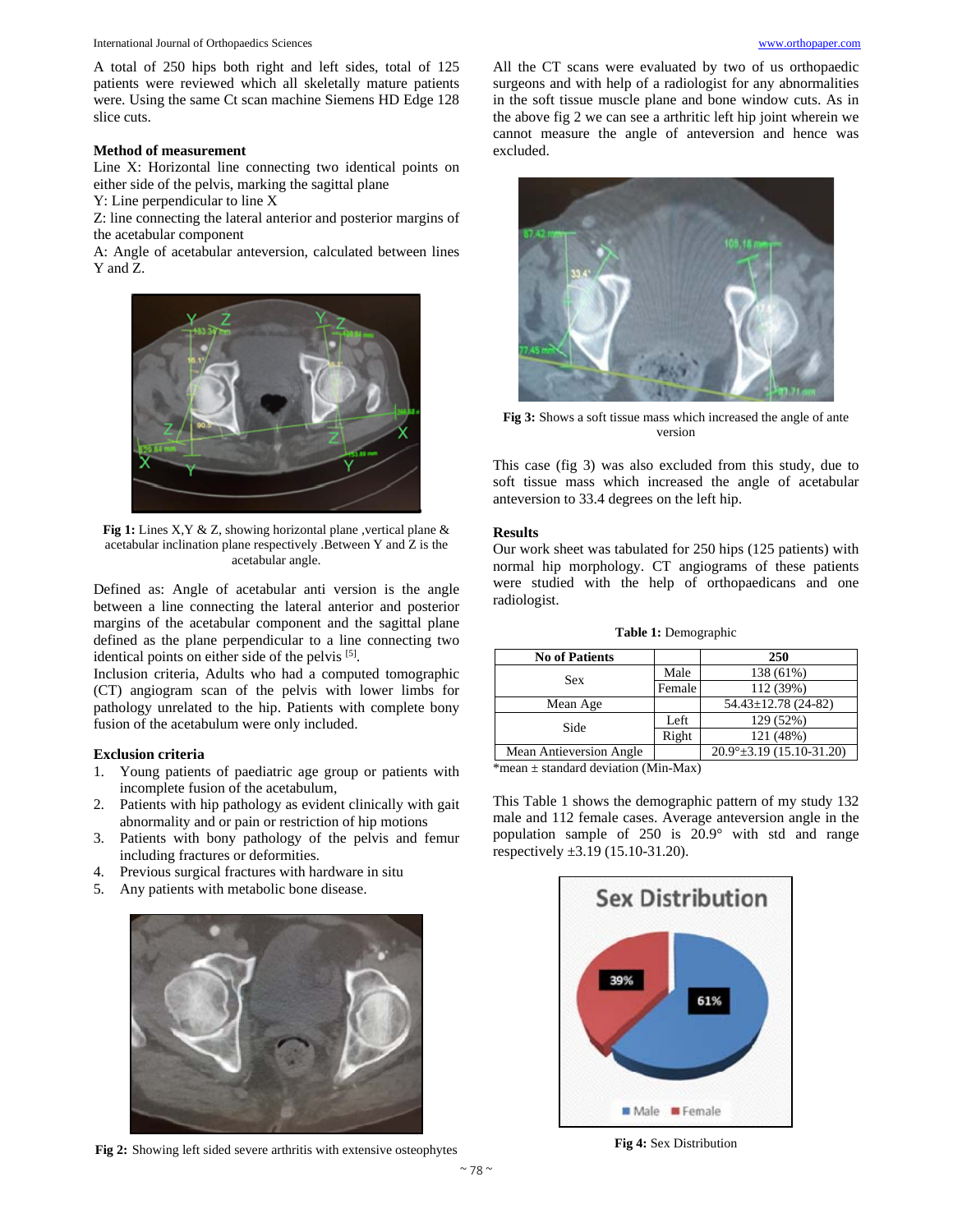A total of 250 hips both right and left sides, total of 125 patients were reviewed which all skeletally mature patients were. Using the same Ct scan machine Siemens HD Edge 128 slice cuts.

### Method of measurement

Line X: Horizontal line connecting two identical points on either side of the pelvis, marking the sagittal plane

Y: Line perpendicular to line X

Z: line connecting the lateral anterior and posterior margins of the acetabular component

A: Angle of acetabular anteversion, calculated between lines Y and Z.

**Fig 1:** Lines X,Y & Z, showing horizontal plane ,vertical plane & acetabular inclination plane respectively .Between Y and Z is the acetabular angle.

Defined as: Angle of acetabular anti version is the angle between a line connecting the lateral anterior and posterior margins of the acetabular component and the sagittal plane defined as the plane perpendicular to a line connecting two identical points on either side of the pelvis [5].

Inclusion criteria, Adults who had a computed tomographic (CT) angiogram scan of the pelvis with lower limbs for pathology unrelated to the hip. Patients with complete bony fusion of the acetabulum were only included.

### Exclusion criteria

1. Young patients of paediatric age group or patients with incomplete fusion of the acetabulum,
2. Patients with hip pathology as evident clinically with gait abnormality and or pain or restriction of hip motions
3. Patients with bony pathology of the pelvis and femur including fractures or deformities.
4. Previous surgical fractures with hardware in situ
5. Any patients with metabolic bone disease.

**Fig 2:** Showing left sided severe arthritis with extensive osteophytes

All the CT scans were evaluated by two of us orthopaedic surgeons and with help of a radiologist for any abnormalities in the soft tissue muscle plane and bone window cuts. As in the above fig 2 we can see a arthritic left hip joint wherein we cannot measure the angle of anteversion and hence was excluded.

**Fig 3:** Shows a soft tissue mass which increased the angle of ante version

This case (fig 3) was also excluded from this study, due to soft tissue mass which increased the angle of acetabular anteversion to 33.4 degrees on the left hip.

### Results

Our work sheet was tabulated for 250 hips (125 patients) with normal hip morphology. CT angiograms of these patients were studied with the help of orthopaedicans and one radiologist.

**Table 1:** Demographic

| No of Patients | | 250 |
|---|---|---|
| Sex | Male | 138 (61%) |
| | Female | 112 (39%) |
| Mean Age | | 54.43±12.78 (24-82) |
| Side | Left | 129 (52%) |
| | Right | 121 (48%) |
| Mean Antieversion Angle | | 20.9°±3.19 (15.10-31.20) |

*mean ± standard deviation (Min-Max)

This Table 1 shows the demographic pattern of my study 132 male and 112 female cases. Average anteversion angle in the population sample of 250 is 20.9° with std and range respectively ±3.19 (15.10-31.20).

Sex Distribution

39%

61%

Male Female

**Fig 4:** Sex Distribution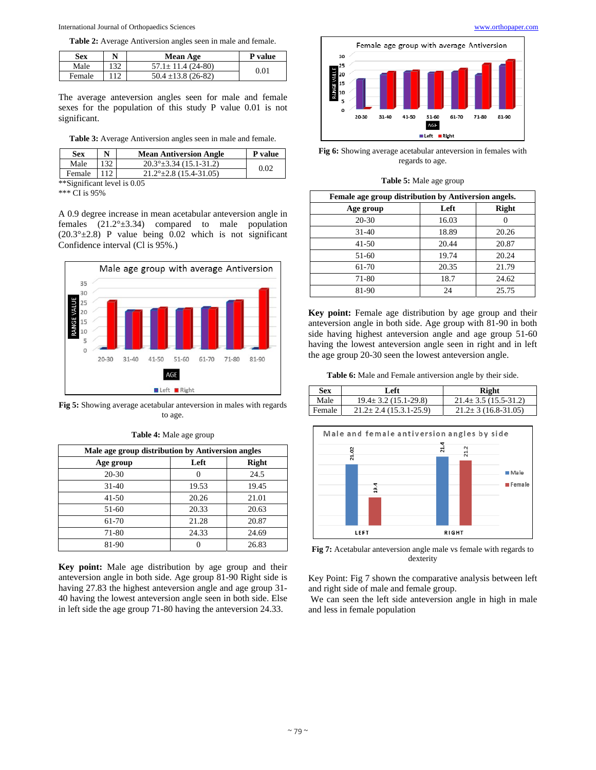**Table 2:** Average Antiversion angles seen in male and female.

| Sex | N | Mean Age | P value |
|---|---|---|---|
| Male | 132 | 57.1± 11.4 (24-80) | 0.01 |
| Female | 112 | 50.4 ±13.8 (26-82) | |

The average anteversion angles seen for male and female sexes for the population of this study P value 0.01 is not significant.

**Table 3:** Average Antiversion angles seen in male and female.

| Sex | N | Mean Antiversion Angle | P value |
|---|---|---|---|
| Male | 132 | 20.3°±3.34 (15.1-31.2) | 0.02 |
| Female | 112 | 21.2°±2.8 (15.4-31.05) | |

**Significant level is 0.05

*** CI is 95%

A 0.9 degree increase in mean acetabular anteversion angle in females (21.2°±3.34) compared to male population (20.3°±2.8) P value being 0.02 which is not significant Confidence interval (Cl is 95%.)

Male age group with average Antiversion

RANGE VALUE

35
30
25
20
15
10
5
0

20-30 31-40 41-50 51-60 61-70 71-80 81-90

AGE

Left Right

**Fig 5:** Showing average acetabular anteversion in males with regards to age.

**Table 4:** Male age group

| Male age group distribution by Antiversion angles | | |
|---|---|---|
| Age group | Left | Right |
| 20-30 | 0 | 24.5 |
| 31-40 | 19.53 | 19.45 |
| 41-50 | 20.26 | 21.01 |
| 51-60 | 20.33 | 20.63 |
| 61-70 | 21.28 | 20.87 |
| 71-80 | 24.33 | 24.69 |
| 81-90 | 0 | 26.83 |

**Key point:** Male age distribution by age group and their anteversion angle in both side. Age group 81-90 Right side is having 27.83 the highest anteversion angle and age group 31-40 having the lowest anteversion angle seen in both side. Else in left side the age group 71-80 having the anteversion 24.33.

Female age group with average Antiversion

RANGE VALUE

30
25
20
15
10
5
0

20-30 31-40 41-50 51-60 61-70 71-80 81-90

AGE

Left Right

**Fig 6:** Showing average acetabular anteversion in females with regards to age.

**Table 5:** Male age group

| Female age group distribution by Antiversion angels. | | |
|---|---|---|
| Age group | Left | Right |
| 20-30 | 16.03 | 0 |
| 31-40 | 18.89 | 20.26 |
| 41-50 | 20.44 | 20.87 |
| 51-60 | 19.74 | 20.24 |
| 61-70 | 20.35 | 21.79 |
| 71-80 | 18.7 | 24.62 |
| 81-90 | 24 | 25.75 |

**Key point:** Female age distribution by age group and their anteversion angle in both side. Age group with 81-90 in both side having highest anteversion angle and age group 51-60 having the lowest anteversion angle seen in right and in left the age group 20-30 seen the lowest anteversion angle.

**Table 6:** Male and Female antiversion angle by their side.

| Sex | Left | Right |
|---|---|---|
| Male | 19.4± 3.2 (15.1-29.8) | 21.4± 3.5 (15.5-31.2) |
| Female | 21.2± 2.4 (15.3.1-25.9) | 21.2± 3 (16.8-31.05) |

Male and female antiversion angles by side

21.02
19.4
21.4
21.2

LEFT RIGHT

Male
Female

**Fig 7:** Acetabular anteversion angle male vs female with regards to dexterity

Key Point: Fig 7 shown the comparative analysis between left and right side of male and female group.

We can seen the left side anteversion angle in high in male and less in female population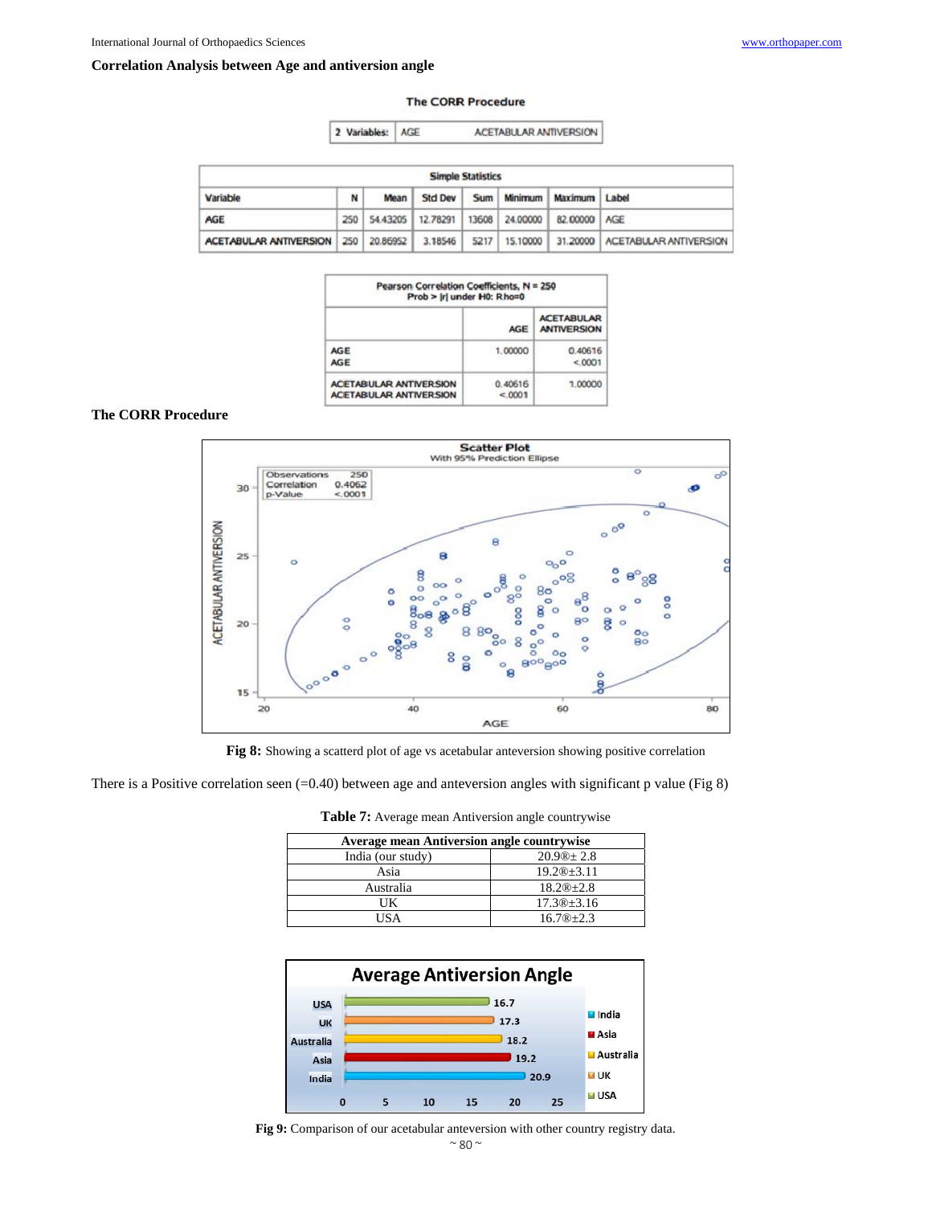### Correlation Analysis between Age and antiversion angle

**The CORR Procedure**

| 2 Variables: | AGE | ACETABULAR ANTIVERSION |
|---|---|---|

| Simple Statistics | | | | | | | |
|---|---|---|---|---|---|---|---|
| Variable | N | Mean | Std Dev | Sum | Minimum | Maximum | Label |
| AGE | 250 | 54.43205 | 12.78291 | 13608 | 24.00000 | 82.00000 | AGE |
| ACETABULAR ANTIVERSION | 250 | 20.86952 | 3.18546 | 5217 | 15.10000 | 31.20000 | ACETABULAR ANTIVERSION |

Pearson Correlation Coefficients, N = 250
Prob > |r| under H0: Rho=0

| | AGE | ACETABULAR ANTIVERSION |
|---|---|---|
| AGE AGE | 1.00000 | 0.40616 <.0001 |
| ACETABULAR ANTIVERSION ACETABULAR ANTIVERSION | 0.40616 <.0001 | 1.00000 |

### The CORR Procedure

Scatter Plot
With 95% Prediction Ellipse

Observations 250
Correlation 0.4062
p-Value <.0001

ACETABULAR ANTIVERSION

AGE

**Fig 8:** Showing a scatterd plot of age vs acetabular anteversion showing positive correlation

There is a Positive correlation seen (=0.40) between age and anteversion angles with significant p value (Fig 8)

**Table 7:** Average mean Antiversion angle countrywise

| Average mean Antiversion angle countrywise | |
|---|---|
| India (our study) | 20.9®± 2.8 |
| Asia | 19.2®±3.11 |
| Australia | 18.2®±2.8 |
| UK | 17.3®±3.16 |
| USA | 16.7®±2.3 |

Average Antiversion Angle

USA 16.7
UK 17.3
Australia 18.2
Asia 19.2
India 20.9

India
Asia
Australia
UK
USA

**Fig 9:** Comparison of our acetabular anteversion with other country registry data.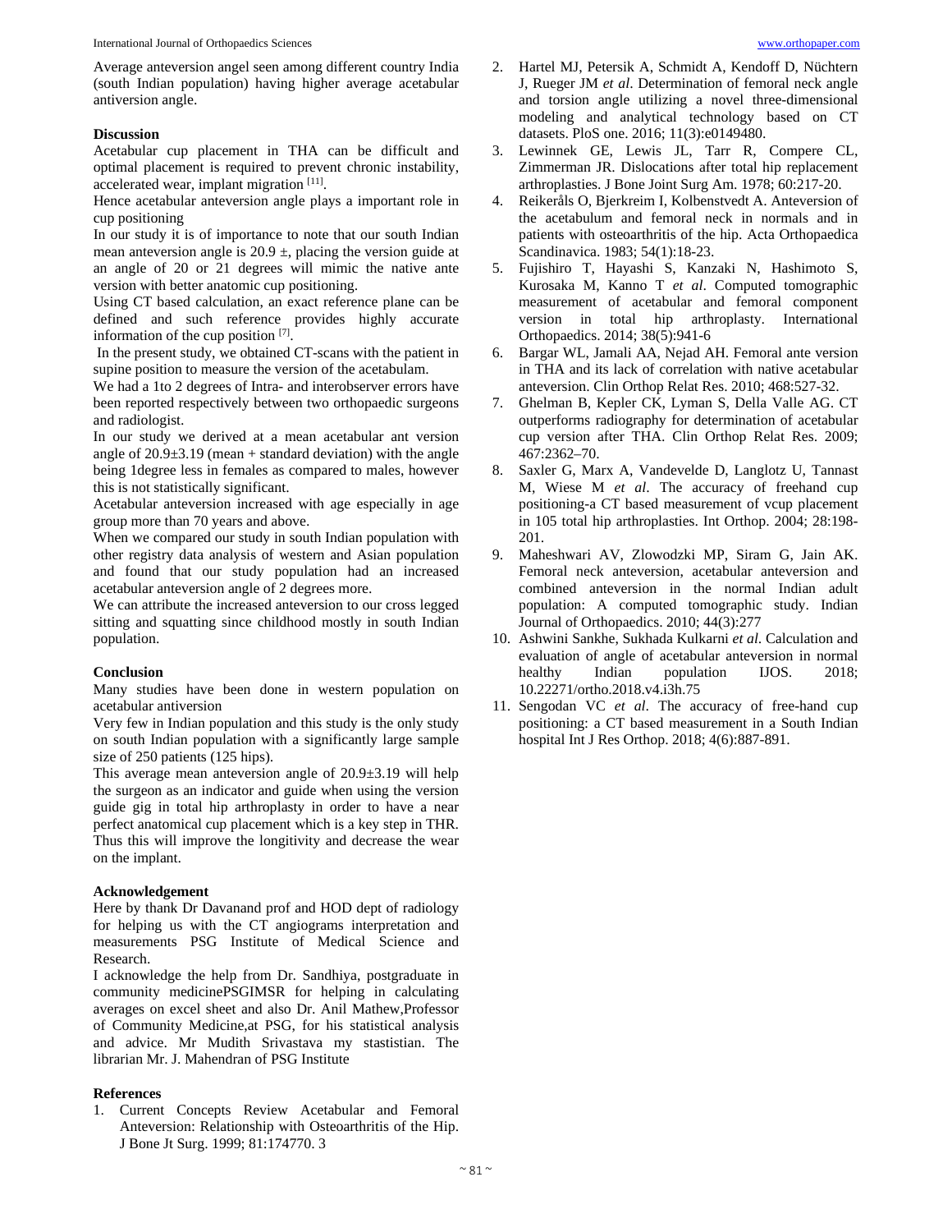Average anteversion angel seen among different country India (south Indian population) having higher average acetabular antiversion angle.

## Discussion

Acetabular cup placement in THA can be difficult and optimal placement is required to prevent chronic instability, accelerated wear, implant migration [11].

Hence acetabular anteversion angle plays a important role in cup positioning

In our study it is of importance to note that our south Indian mean anteversion angle is 20.9 ±, placing the version guide at an angle of 20 or 21 degrees will mimic the native ante version with better anatomic cup positioning.

Using CT based calculation, an exact reference plane can be defined and such reference provides highly accurate information of the cup position [7].

In the present study, we obtained CT-scans with the patient in supine position to measure the version of the acetabulam.

We had a 1to 2 degrees of Intra- and interobserver errors have been reported respectively between two orthopaedic surgeons and radiologist.

In our study we derived at a mean acetabular ant version angle of 20.9±3.19 (mean + standard deviation) with the angle being 1degree less in females as compared to males, however this is not statistically significant.

Acetabular anteversion increased with age especially in age group more than 70 years and above.

When we compared our study in south Indian population with other registry data analysis of western and Asian population and found that our study population had an increased acetabular anteversion angle of 2 degrees more.

We can attribute the increased anteversion to our cross legged sitting and squatting since childhood mostly in south Indian population.

## Conclusion

Many studies have been done in western population on acetabular antiversion

Very few in Indian population and this study is the only study on south Indian population with a significantly large sample size of 250 patients (125 hips).

This average mean anteversion angle of 20.9±3.19 will help the surgeon as an indicator and guide when using the version guide gig in total hip arthroplasty in order to have a near perfect anatomical cup placement which is a key step in THR. Thus this will improve the longitivity and decrease the wear on the implant.

## Acknowledgement

Here by thank Dr Davanand prof and HOD dept of radiology for helping us with the CT angiograms interpretation and measurements PSG Institute of Medical Science and Research.

I acknowledge the help from Dr. Sandhiya, postgraduate in community medicinePSGIMSR for helping in calculating averages on excel sheet and also Dr. Anil Mathew,Professor of Community Medicine,at PSG, for his statistical analysis and advice. Mr Mudith Srivastava my staststian. The librarian Mr. J. Mahendran of PSG Institute

## References

1. Current Concepts Review Acetabular and Femoral Anteversion: Relationship with Osteoarthritis of the Hip. J Bone Jt Surg. 1999; 81:174770. 3
2. Hartel MJ, Petersik A, Schmidt A, Kendoff D, Nüchtern J, Rueger JM *et al*. Determination of femoral neck angle and torsion angle utilizing a novel three-dimensional modeling and analytical technology based on CT datasets. PloS one. 2016; 11(3):e0149480.
3. Lewinnek GE, Lewis JL, Tarr R, Compere CL, Zimmerman JR. Dislocations after total hip replacement arthroplasties. J Bone Joint Surg Am. 1978; 60:217-20.
4. Reikerås O, Bjerkreim I, Kolbenstvedt A. Anteversion of the acetabulum and femoral neck in normals and in patients with osteoarthritis of the hip. Acta Orthopaedica Scandinavica. 1983; 54(1):18-23.
5. Fujishiro T, Hayashi S, Kanzaki N, Hashimoto S, Kurosaka M, Kanno T *et al*. Computed tomographic measurement of acetabular and femoral component version in total hip arthroplasty. International Orthopaedics. 2014; 38(5):941-6
6. Bargar WL, Jamali AA, Nejad AH. Femoral ante version in THA and its lack of correlation with native acetabular anteversion. Clin Orthop Relat Res. 2010; 468:527-32.
7. Ghelman B, Kepler CK, Lyman S, Della Valle AG. CT outperforms radiography for determination of acetabular cup version after THA. Clin Orthop Relat Res. 2009; 467:2362–70.
8. Saxler G, Marx A, Vandevelde D, Langlotz U, Tannast M, Wiese M *et al*. The accuracy of freehand cup positioning-a CT based measurement of vcup placement in 105 total hip arthroplasties. Int Orthop. 2004; 28:198-201.
9. Maheshwari AV, Zlowodzki MP, Siram G, Jain AK. Femoral neck anteversion, acetabular anteversion and combined anteversion in the normal Indian adult population: A computed tomographic study. Indian Journal of Orthopaedics. 2010; 44(3):277
10. Ashwini Sankhe, Sukhada Kulkarni *et al*. Calculation and evaluation of angle of acetabular anteversion in normal healthy Indian population IJOS. 2018; 10.22271/ortho.2018.v4.i3h.75
11. Sengodan VC *et al*. The accuracy of free-hand cup positioning: a CT based measurement in a South Indian hospital Int J Res Orthop. 2018; 4(6):887-891.